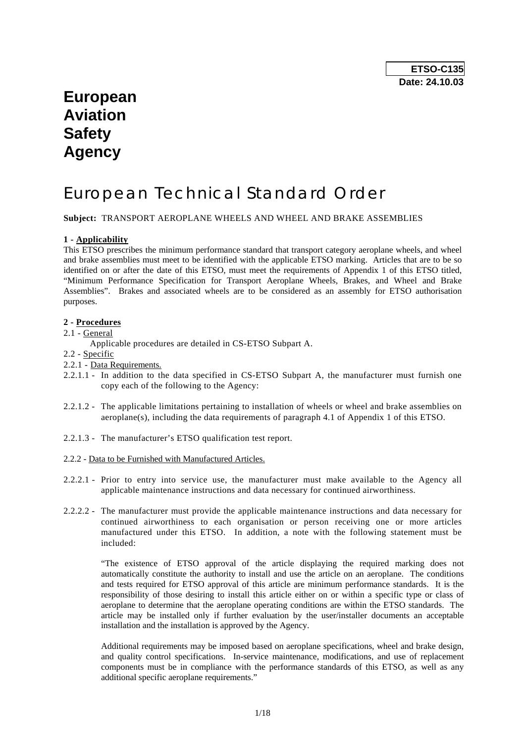**ETSO-C135**
**Date: 24.10.03**

# European Aviation Safety Agency

# European Technical Standard Order

**Subject:** TRANSPORT AEROPLANE WHEELS AND WHEEL AND BRAKE ASSEMBLIES

**1 - Applicability**

This ETSO prescribes the minimum performance standard that transport category aeroplane wheels, and wheel and brake assemblies must meet to be identified with the applicable ETSO marking. Articles that are to be so identified on or after the date of this ETSO, must meet the requirements of Appendix 1 of this ETSO titled, "Minimum Performance Specification for Transport Aeroplane Wheels, Brakes, and Wheel and Brake Assemblies". Brakes and associated wheels are to be considered as an assembly for ETSO authorisation purposes.

**2 - Procedures**

2.1 - General

Applicable procedures are detailed in CS-ETSO Subpart A.

2.2 - Specific

2.2.1 - Data Requirements.

2.2.1.1 - In addition to the data specified in CS-ETSO Subpart A, the manufacturer must furnish one copy each of the following to the Agency:

2.2.1.2 - The applicable limitations pertaining to installation of wheels or wheel and brake assemblies on aeroplane(s), including the data requirements of paragraph 4.1 of Appendix 1 of this ETSO.

2.2.1.3 - The manufacturer's ETSO qualification test report.

2.2.2 - Data to be Furnished with Manufactured Articles.

2.2.2.1 - Prior to entry into service use, the manufacturer must make available to the Agency all applicable maintenance instructions and data necessary for continued airworthiness.

2.2.2.2 - The manufacturer must provide the applicable maintenance instructions and data necessary for continued airworthiness to each organisation or person receiving one or more articles manufactured under this ETSO. In addition, a note with the following statement must be included:

> "The existence of ETSO approval of the article displaying the required marking does not automatically constitute the authority to install and use the article on an aeroplane. The conditions and tests required for ETSO approval of this article are minimum performance standards. It is the responsibility of those desiring to install this article either on or within a specific type or class of aeroplane to determine that the aeroplane operating conditions are within the ETSO standards. The article may be installed only if further evaluation by the user/installer documents an acceptable installation and the installation is approved by the Agency.
>
> Additional requirements may be imposed based on aeroplane specifications, wheel and brake design, and quality control specifications. In-service maintenance, modifications, and use of replacement components must be in compliance with the performance standards of this ETSO, as well as any additional specific aeroplane requirements."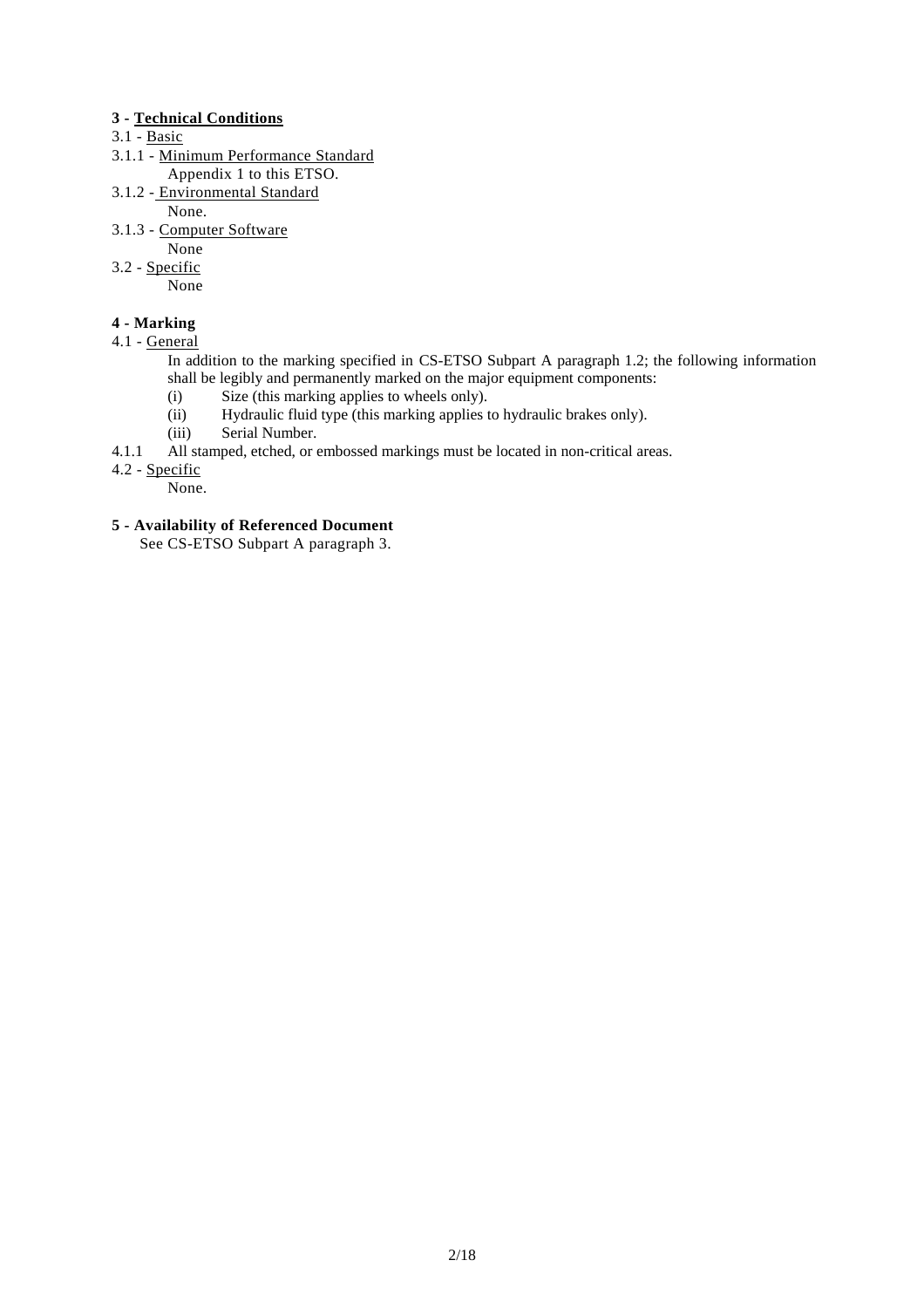**3 - Technical Conditions**

3.1 - Basic

3.1.1 - Minimum Performance Standard

Appendix 1 to this ETSO.

3.1.2 - Environmental Standard

None.

3.1.3 - Computer Software

None

3.2 - Specific

None

**4 - Marking**

4.1 - General

In addition to the marking specified in CS-ETSO Subpart A paragraph 1.2; the following information shall be legibly and permanently marked on the major equipment components:

(i) Size (this marking applies to wheels only).

(ii) Hydraulic fluid type (this marking applies to hydraulic brakes only).

(iii) Serial Number.

4.1.1 All stamped, etched, or embossed markings must be located in non-critical areas.

4.2 - Specific

None.

**5 - Availability of Referenced Document**

See CS-ETSO Subpart A paragraph 3.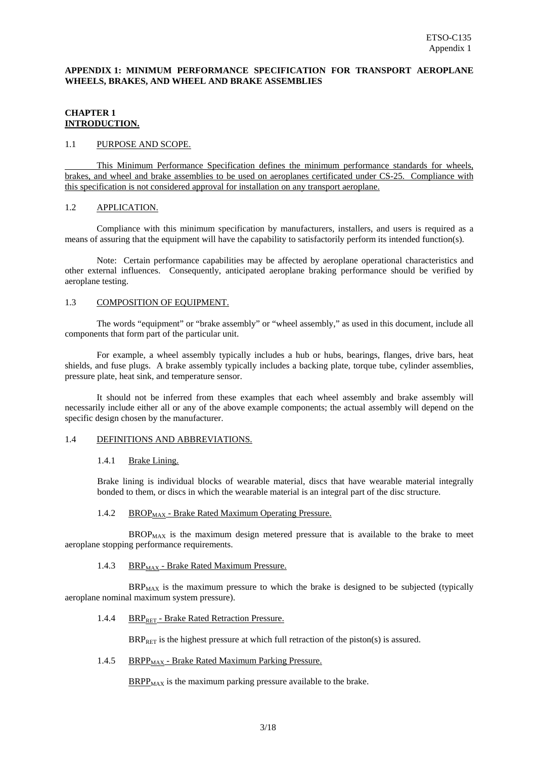# APPENDIX 1: MINIMUM PERFORMANCE SPECIFICATION FOR TRANSPORT AEROPLANE WHEELS, BRAKES, AND WHEEL AND BRAKE ASSEMBLIES

## CHAPTER 1
## INTRODUCTION.

### 1.1 PURPOSE AND SCOPE.

This Minimum Performance Specification defines the minimum performance standards for wheels, brakes, and wheel and brake assemblies to be used on aeroplanes certificated under CS-25. Compliance with this specification is not considered approval for installation on any transport aeroplane.

### 1.2 APPLICATION.

Compliance with this minimum specification by manufacturers, installers, and users is required as a means of assuring that the equipment will have the capability to satisfactorily perform its intended function(s).

Note: Certain performance capabilities may be affected by aeroplane operational characteristics and other external influences. Consequently, anticipated aeroplane braking performance should be verified by aeroplane testing.

### 1.3 COMPOSITION OF EQUIPMENT.

The words "equipment" or "brake assembly" or "wheel assembly," as used in this document, include all components that form part of the particular unit.

For example, a wheel assembly typically includes a hub or hubs, bearings, flanges, drive bars, heat shields, and fuse plugs. A brake assembly typically includes a backing plate, torque tube, cylinder assemblies, pressure plate, heat sink, and temperature sensor.

It should not be inferred from these examples that each wheel assembly and brake assembly will necessarily include either all or any of the above example components; the actual assembly will depend on the specific design chosen by the manufacturer.

### 1.4 DEFINITIONS AND ABBREVIATIONS.

#### 1.4.1 Brake Lining.

Brake lining is individual blocks of wearable material, discs that have wearable material integrally bonded to them, or discs in which the wearable material is an integral part of the disc structure.

#### 1.4.2 $BROP_{MAX}$ - Brake Rated Maximum Operating Pressure.

$BROP_{MAX}$ is the maximum design metered pressure that is available to the brake to meet aeroplane stopping performance requirements.

#### 1.4.3 $BRP_{MAX}$ - Brake Rated Maximum Pressure.

$BRP_{MAX}$ is the maximum pressure to which the brake is designed to be subjected (typically aeroplane nominal maximum system pressure).

#### 1.4.4 $BRP_{RET}$ - Brake Rated Retraction Pressure.

$BRP_{RET}$ is the highest pressure at which full retraction of the piston(s) is assured.

#### 1.4.5 $BRPP_{MAX}$ - Brake Rated Maximum Parking Pressure.

$BRPP_{MAX}$ is the maximum parking pressure available to the brake.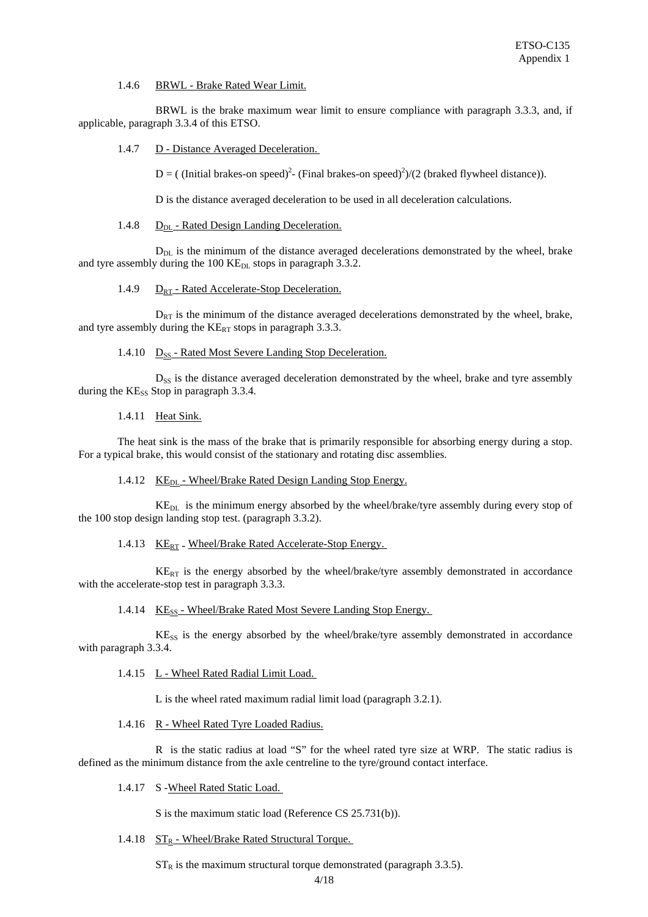#### 1.4.6 BRWL - Brake Rated Wear Limit.

BRWL is the brake maximum wear limit to ensure compliance with paragraph 3.3.3, and, if applicable, paragraph 3.3.4 of this ETSO.

#### 1.4.7 D - Distance Averaged Deceleration.

D = ( (Initial brakes-on speed)$^2$- (Final brakes-on speed)$^2$)/(2 (braked flywheel distance)).

D is the distance averaged deceleration to be used in all deceleration calculations.

#### 1.4.8 $D_{DL}$ - Rated Design Landing Deceleration.

$D_{DL}$ is the minimum of the distance averaged decelerations demonstrated by the wheel, brake and tyre assembly during the 100 $KE_{DL}$ stops in paragraph 3.3.2.

#### 1.4.9 $D_{RT}$ - Rated Accelerate-Stop Deceleration.

$D_{RT}$ is the minimum of the distance averaged decelerations demonstrated by the wheel, brake, and tyre assembly during the $KE_{RT}$ stops in paragraph 3.3.3.

#### 1.4.10 $D_{SS}$ - Rated Most Severe Landing Stop Deceleration.

$D_{SS}$ is the distance averaged deceleration demonstrated by the wheel, brake and tyre assembly during the $KE_{SS}$ Stop in paragraph 3.3.4.

#### 1.4.11 Heat Sink.

The heat sink is the mass of the brake that is primarily responsible for absorbing energy during a stop. For a typical brake, this would consist of the stationary and rotating disc assemblies.

#### 1.4.12 $KE_{DL}$ - Wheel/Brake Rated Design Landing Stop Energy.

$KE_{DL}$ is the minimum energy absorbed by the wheel/brake/tyre assembly during every stop of the 100 stop design landing stop test. (paragraph 3.3.2).

#### 1.4.13 $KE_{RT}$ - Wheel/Brake Rated Accelerate-Stop Energy.

$KE_{RT}$ is the energy absorbed by the wheel/brake/tyre assembly demonstrated in accordance with the accelerate-stop test in paragraph 3.3.3.

#### 1.4.14 $KE_{SS}$ - Wheel/Brake Rated Most Severe Landing Stop Energy.

$KE_{SS}$ is the energy absorbed by the wheel/brake/tyre assembly demonstrated in accordance with paragraph 3.3.4.

#### 1.4.15 L - Wheel Rated Radial Limit Load.

L is the wheel rated maximum radial limit load (paragraph 3.2.1).

#### 1.4.16 R - Wheel Rated Tyre Loaded Radius.

R is the static radius at load "S" for the wheel rated tyre size at WRP. The static radius is defined as the minimum distance from the axle centreline to the tyre/ground contact interface.

#### 1.4.17 S -Wheel Rated Static Load.

S is the maximum static load (Reference CS 25.731(b)).

#### 1.4.18 $ST_R$ - Wheel/Brake Rated Structural Torque.

$ST_R$ is the maximum structural torque demonstrated (paragraph 3.3.5).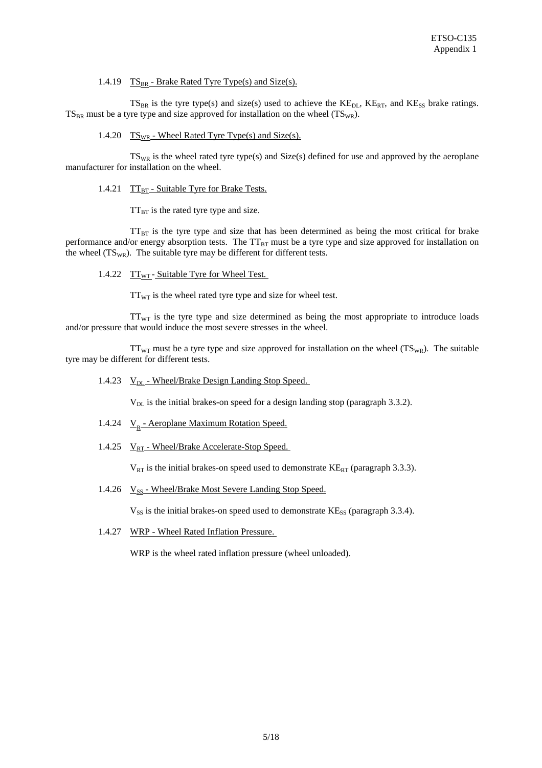1.4.19 $TS_{BR}$ - Brake Rated Tyre Type(s) and Size(s).

$TS_{BR}$ is the tyre type(s) and size(s) used to achieve the $KE_{DL}$, $KE_{RT}$, and $KE_{SS}$ brake ratings. $TS_{BR}$ must be a tyre type and size approved for installation on the wheel ($TS_{WR}$).

1.4.20 $TS_{WR}$ - Wheel Rated Tyre Type(s) and Size(s).

$TS_{WR}$ is the wheel rated tyre type(s) and Size(s) defined for use and approved by the aeroplane manufacturer for installation on the wheel.

1.4.21 $TT_{BT}$ - Suitable Tyre for Brake Tests.

$TT_{BT}$ is the rated tyre type and size.

$TT_{BT}$ is the tyre type and size that has been determined as being the most critical for brake performance and/or energy absorption tests. The $TT_{BT}$ must be a tyre type and size approved for installation on the wheel ($TS_{WR}$). The suitable tyre may be different for different tests.

1.4.22 $TT_{WT}$ - Suitable Tyre for Wheel Test.

$TT_{WT}$ is the wheel rated tyre type and size for wheel test.

$TT_{WT}$ is the tyre type and size determined as being the most appropriate to introduce loads and/or pressure that would induce the most severe stresses in the wheel.

$TT_{WT}$ must be a tyre type and size approved for installation on the wheel ($TS_{WR}$). The suitable tyre may be different for different tests.

1.4.23 $V_{DL}$ - Wheel/Brake Design Landing Stop Speed.

$V_{DL}$ is the initial brakes-on speed for a design landing stop (paragraph 3.3.2).

1.4.24 $V_R$ - Aeroplane Maximum Rotation Speed.

1.4.25 $V_{RT}$ - Wheel/Brake Accelerate-Stop Speed.

$V_{RT}$ is the initial brakes-on speed used to demonstrate $KE_{RT}$ (paragraph 3.3.3).

1.4.26 $V_{SS}$ - Wheel/Brake Most Severe Landing Stop Speed.

$V_{SS}$ is the initial brakes-on speed used to demonstrate $KE_{SS}$ (paragraph 3.3.4).

1.4.27 WRP - Wheel Rated Inflation Pressure.

WRP is the wheel rated inflation pressure (wheel unloaded).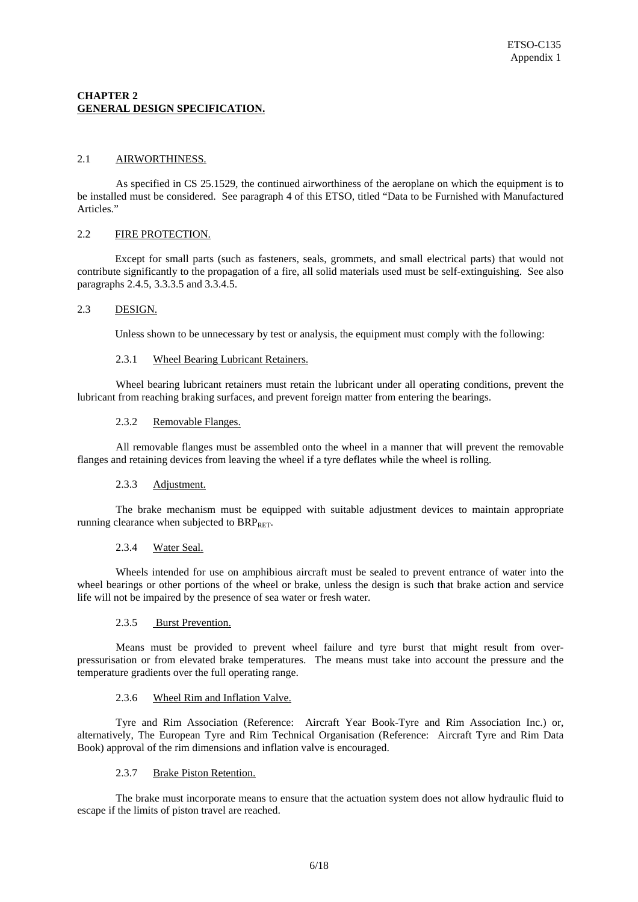## CHAPTER 2
## GENERAL DESIGN SPECIFICATION.

### 2.1 AIRWORTHINESS.

As specified in CS 25.1529, the continued airworthiness of the aeroplane on which the equipment is to be installed must be considered. See paragraph 4 of this ETSO, titled "Data to be Furnished with Manufactured Articles."

### 2.2 FIRE PROTECTION.

Except for small parts (such as fasteners, seals, grommets, and small electrical parts) that would not contribute significantly to the propagation of a fire, all solid materials used must be self-extinguishing. See also paragraphs 2.4.5, 3.3.3.5 and 3.3.4.5.

### 2.3 DESIGN.

Unless shown to be unnecessary by test or analysis, the equipment must comply with the following:

#### 2.3.1 Wheel Bearing Lubricant Retainers.

Wheel bearing lubricant retainers must retain the lubricant under all operating conditions, prevent the lubricant from reaching braking surfaces, and prevent foreign matter from entering the bearings.

#### 2.3.2 Removable Flanges.

All removable flanges must be assembled onto the wheel in a manner that will prevent the removable flanges and retaining devices from leaving the wheel if a tyre deflates while the wheel is rolling.

#### 2.3.3 Adjustment.

The brake mechanism must be equipped with suitable adjustment devices to maintain appropriate running clearance when subjected to $BRP_{RET}$.

#### 2.3.4 Water Seal.

Wheels intended for use on amphibious aircraft must be sealed to prevent entrance of water into the wheel bearings or other portions of the wheel or brake, unless the design is such that brake action and service life will not be impaired by the presence of sea water or fresh water.

#### 2.3.5 Burst Prevention.

Means must be provided to prevent wheel failure and tyre burst that might result from over-pressurisation or from elevated brake temperatures. The means must take into account the pressure and the temperature gradients over the full operating range.

#### 2.3.6 Wheel Rim and Inflation Valve.

Tyre and Rim Association (Reference: Aircraft Year Book-Tyre and Rim Association Inc.) or, alternatively, The European Tyre and Rim Technical Organisation (Reference: Aircraft Tyre and Rim Data Book) approval of the rim dimensions and inflation valve is encouraged.

#### 2.3.7 Brake Piston Retention.

The brake must incorporate means to ensure that the actuation system does not allow hydraulic fluid to escape if the limits of piston travel are reached.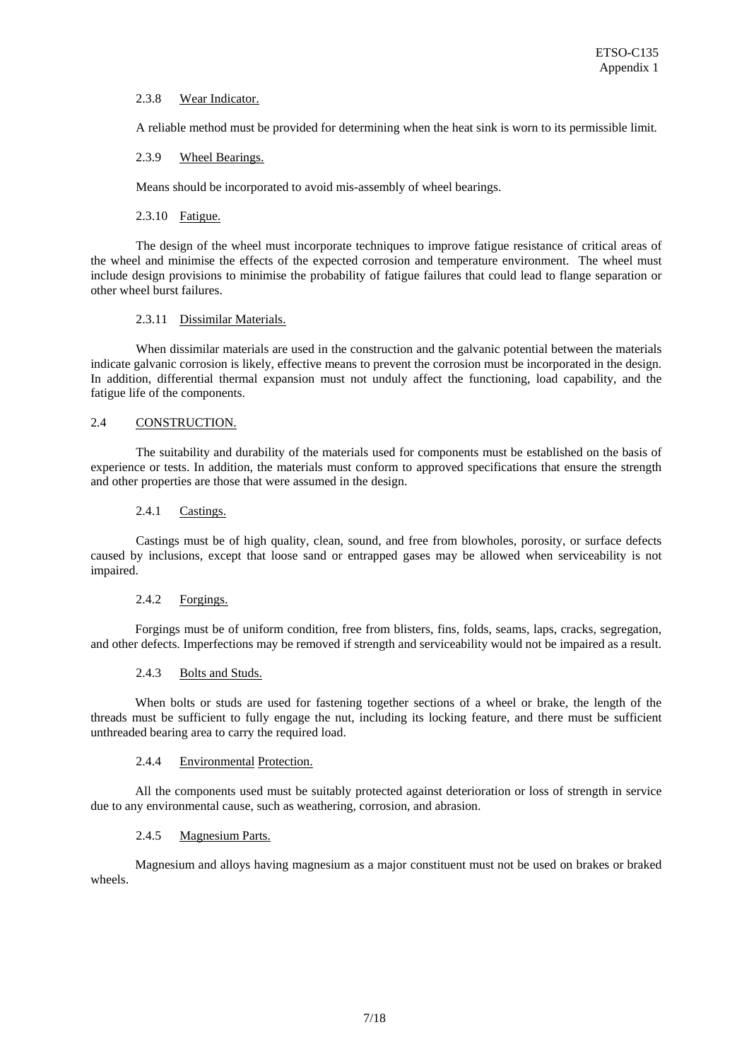2.3.8 Wear Indicator.

A reliable method must be provided for determining when the heat sink is worn to its permissible limit.

2.3.9 Wheel Bearings.

Means should be incorporated to avoid mis-assembly of wheel bearings.

2.3.10 Fatigue.

The design of the wheel must incorporate techniques to improve fatigue resistance of critical areas of the wheel and minimise the effects of the expected corrosion and temperature environment. The wheel must include design provisions to minimise the probability of fatigue failures that could lead to flange separation or other wheel burst failures.

2.3.11 Dissimilar Materials.

When dissimilar materials are used in the construction and the galvanic potential between the materials indicate galvanic corrosion is likely, effective means to prevent the corrosion must be incorporated in the design. In addition, differential thermal expansion must not unduly affect the functioning, load capability, and the fatigue life of the components.

## 2.4 CONSTRUCTION.

The suitability and durability of the materials used for components must be established on the basis of experience or tests. In addition, the materials must conform to approved specifications that ensure the strength and other properties are those that were assumed in the design.

2.4.1 Castings.

Castings must be of high quality, clean, sound, and free from blowholes, porosity, or surface defects caused by inclusions, except that loose sand or entrapped gases may be allowed when serviceability is not impaired.

2.4.2 Forgings.

Forgings must be of uniform condition, free from blisters, fins, folds, seams, laps, cracks, segregation, and other defects. Imperfections may be removed if strength and serviceability would not be impaired as a result.

2.4.3 Bolts and Studs.

When bolts or studs are used for fastening together sections of a wheel or brake, the length of the threads must be sufficient to fully engage the nut, including its locking feature, and there must be sufficient unthreaded bearing area to carry the required load.

2.4.4 Environmental Protection.

All the components used must be suitably protected against deterioration or loss of strength in service due to any environmental cause, such as weathering, corrosion, and abrasion.

2.4.5 Magnesium Parts.

Magnesium and alloys having magnesium as a major constituent must not be used on brakes or braked wheels.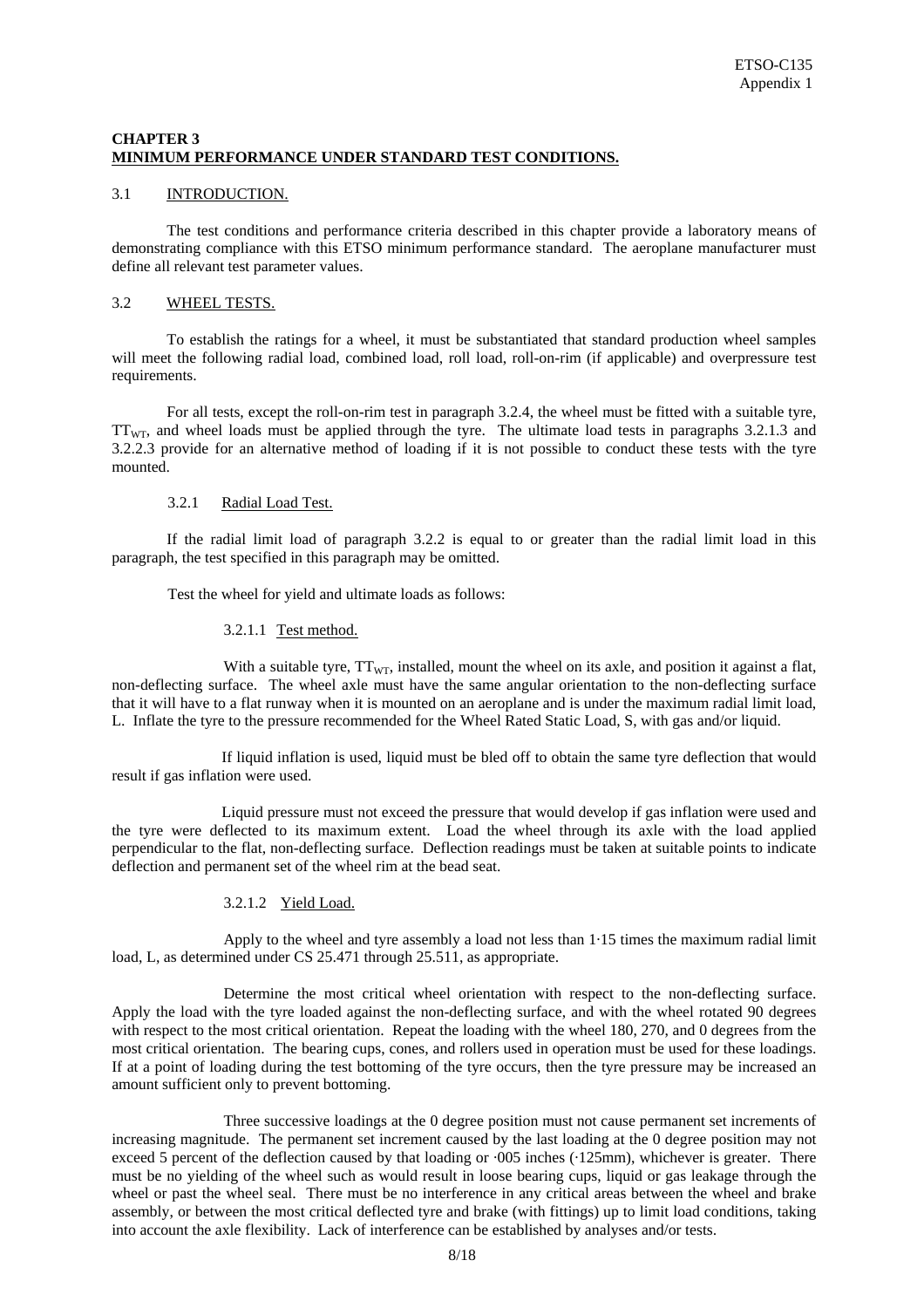## CHAPTER 3
## MINIMUM PERFORMANCE UNDER STANDARD TEST CONDITIONS.

### 3.1 INTRODUCTION.

The test conditions and performance criteria described in this chapter provide a laboratory means of demonstrating compliance with this ETSO minimum performance standard. The aeroplane manufacturer must define all relevant test parameter values.

### 3.2 WHEEL TESTS.

To establish the ratings for a wheel, it must be substantiated that standard production wheel samples will meet the following radial load, combined load, roll load, roll-on-rim (if applicable) and overpressure test requirements.

For all tests, except the roll-on-rim test in paragraph 3.2.4, the wheel must be fitted with a suitable tyre, $TT_{WT}$, and wheel loads must be applied through the tyre. The ultimate load tests in paragraphs 3.2.1.3 and 3.2.2.3 provide for an alternative method of loading if it is not possible to conduct these tests with the tyre mounted.

#### 3.2.1 Radial Load Test.

If the radial limit load of paragraph 3.2.2 is equal to or greater than the radial limit load in this paragraph, the test specified in this paragraph may be omitted.

Test the wheel for yield and ultimate loads as follows:

##### 3.2.1.1 Test method.

With a suitable tyre, $TT_{WT}$, installed, mount the wheel on its axle, and position it against a flat, non-deflecting surface. The wheel axle must have the same angular orientation to the non-deflecting surface that it will have to a flat runway when it is mounted on an aeroplane and is under the maximum radial limit load, L. Inflate the tyre to the pressure recommended for the Wheel Rated Static Load, S, with gas and/or liquid.

If liquid inflation is used, liquid must be bled off to obtain the same tyre deflection that would result if gas inflation were used.

Liquid pressure must not exceed the pressure that would develop if gas inflation were used and the tyre were deflected to its maximum extent. Load the wheel through its axle with the load applied perpendicular to the flat, non-deflecting surface. Deflection readings must be taken at suitable points to indicate deflection and permanent set of the wheel rim at the bead seat.

##### 3.2.1.2 Yield Load.

Apply to the wheel and tyre assembly a load not less than 1·15 times the maximum radial limit load, L, as determined under CS 25.471 through 25.511, as appropriate.

Determine the most critical wheel orientation with respect to the non-deflecting surface. Apply the load with the tyre loaded against the non-deflecting surface, and with the wheel rotated 90 degrees with respect to the most critical orientation. Repeat the loading with the wheel 180, 270, and 0 degrees from the most critical orientation. The bearing cups, cones, and rollers used in operation must be used for these loadings. If at a point of loading during the test bottoming of the tyre occurs, then the tyre pressure may be increased an amount sufficient only to prevent bottoming.

Three successive loadings at the 0 degree position must not cause permanent set increments of increasing magnitude. The permanent set increment caused by the last loading at the 0 degree position may not exceed 5 percent of the deflection caused by that loading or ·005 inches (·125mm), whichever is greater. There must be no yielding of the wheel such as would result in loose bearing cups, liquid or gas leakage through the wheel or past the wheel seal. There must be no interference in any critical areas between the wheel and brake assembly, or between the most critical deflected tyre and brake (with fittings) up to limit load conditions, taking into account the axle flexibility. Lack of interference can be established by analyses and/or tests.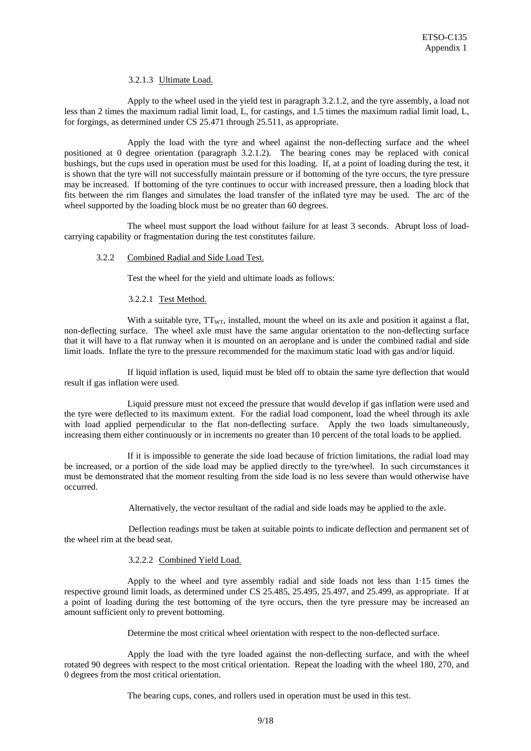#### 3.2.1.3 Ultimate Load.

Apply to the wheel used in the yield test in paragraph 3.2.1.2, and the tyre assembly, a load not less than 2 times the maximum radial limit load, L, for castings, and 1.5 times the maximum radial limit load, L, for forgings, as determined under CS 25.471 through 25.511, as appropriate.

Apply the load with the tyre and wheel against the non-deflecting surface and the wheel positioned at 0 degree orientation (paragraph 3.2.1.2). The bearing cones may be replaced with conical bushings, but the cups used in operation must be used for this loading. If, at a point of loading during the test, it is shown that the tyre will not successfully maintain pressure or if bottoming of the tyre occurs, the tyre pressure may be increased. If bottoming of the tyre continues to occur with increased pressure, then a loading block that fits between the rim flanges and simulates the load transfer of the inflated tyre may be used. The arc of the wheel supported by the loading block must be no greater than 60 degrees.

The wheel must support the load without failure for at least 3 seconds. Abrupt loss of load-carrying capability or fragmentation during the test constitutes failure.

### 3.2.2 Combined Radial and Side Load Test.

Test the wheel for the yield and ultimate loads as follows:

#### 3.2.2.1 Test Method.

With a suitable tyre, $TT_{WT}$, installed, mount the wheel on its axle and position it against a flat, non-deflecting surface. The wheel axle must have the same angular orientation to the non-deflecting surface that it will have to a flat runway when it is mounted on an aeroplane and is under the combined radial and side limit loads. Inflate the tyre to the pressure recommended for the maximum static load with gas and/or liquid.

If liquid inflation is used, liquid must be bled off to obtain the same tyre deflection that would result if gas inflation were used.

Liquid pressure must not exceed the pressure that would develop if gas inflation were used and the tyre were deflected to its maximum extent. For the radial load component, load the wheel through its axle with load applied perpendicular to the flat non-deflecting surface. Apply the two loads simultaneously, increasing them either continuously or in increments no greater than 10 percent of the total loads to be applied.

If it is impossible to generate the side load because of friction limitations, the radial load may be increased, or a portion of the side load may be applied directly to the tyre/wheel. In such circumstances it must be demonstrated that the moment resulting from the side load is no less severe than would otherwise have occurred.

Alternatively, the vector resultant of the radial and side loads may be applied to the axle.

Deflection readings must be taken at suitable points to indicate deflection and permanent set of the wheel rim at the bead seat.

#### 3.2.2.2 Combined Yield Load.

Apply to the wheel and tyre assembly radial and side loads not less than 1·15 times the respective ground limit loads, as determined under CS 25.485, 25.495, 25.497, and 25.499, as appropriate. If at a point of loading during the test bottoming of the tyre occurs, then the tyre pressure may be increased an amount sufficient only to prevent bottoming.

Determine the most critical wheel orientation with respect to the non-deflected surface.

Apply the load with the tyre loaded against the non-deflecting surface, and with the wheel rotated 90 degrees with respect to the most critical orientation. Repeat the loading with the wheel 180, 270, and 0 degrees from the most critical orientation.

The bearing cups, cones, and rollers used in operation must be used in this test.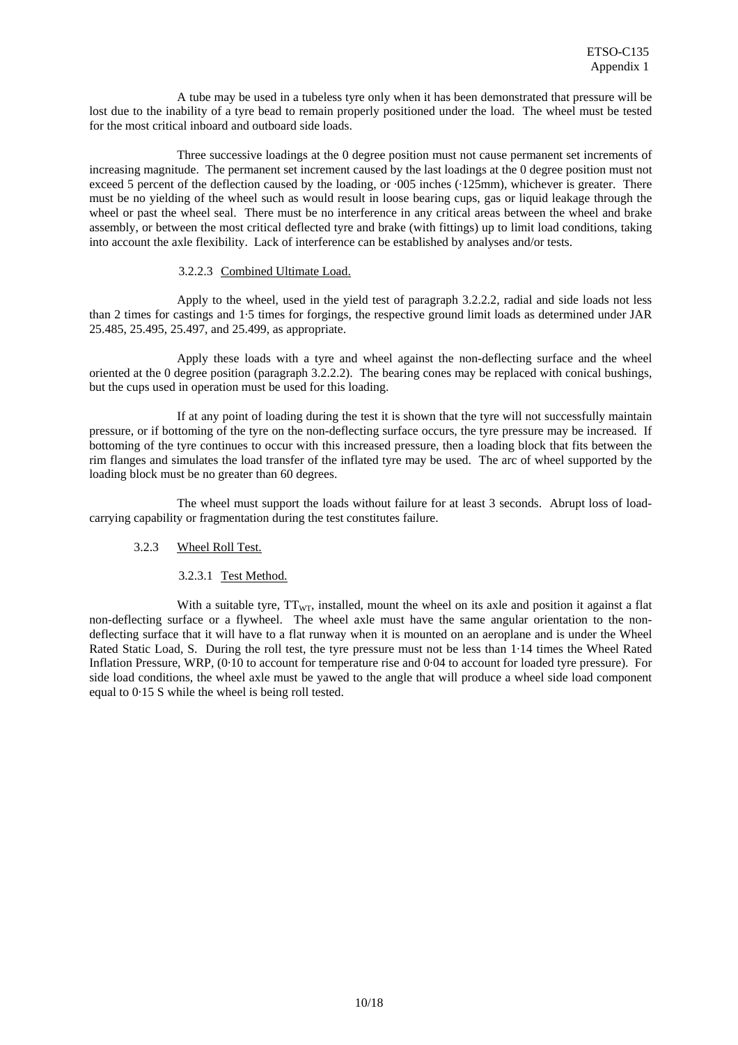A tube may be used in a tubeless tyre only when it has been demonstrated that pressure will be lost due to the inability of a tyre bead to remain properly positioned under the load. The wheel must be tested for the most critical inboard and outboard side loads.

Three successive loadings at the 0 degree position must not cause permanent set increments of increasing magnitude. The permanent set increment caused by the last loadings at the 0 degree position must not exceed 5 percent of the deflection caused by the loading, or ·005 inches (·125mm), whichever is greater. There must be no yielding of the wheel such as would result in loose bearing cups, gas or liquid leakage through the wheel or past the wheel seal. There must be no interference in any critical areas between the wheel and brake assembly, or between the most critical deflected tyre and brake (with fittings) up to limit load conditions, taking into account the axle flexibility. Lack of interference can be established by analyses and/or tests.

#### 3.2.2.3 Combined Ultimate Load.

Apply to the wheel, used in the yield test of paragraph 3.2.2.2, radial and side loads not less than 2 times for castings and 1·5 times for forgings, the respective ground limit loads as determined under JAR 25.485, 25.495, 25.497, and 25.499, as appropriate.

Apply these loads with a tyre and wheel against the non-deflecting surface and the wheel oriented at the 0 degree position (paragraph 3.2.2.2). The bearing cones may be replaced with conical bushings, but the cups used in operation must be used for this loading.

If at any point of loading during the test it is shown that the tyre will not successfully maintain pressure, or if bottoming of the tyre on the non-deflecting surface occurs, the tyre pressure may be increased. If bottoming of the tyre continues to occur with this increased pressure, then a loading block that fits between the rim flanges and simulates the load transfer of the inflated tyre may be used. The arc of wheel supported by the loading block must be no greater than 60 degrees.

The wheel must support the loads without failure for at least 3 seconds. Abrupt loss of load-carrying capability or fragmentation during the test constitutes failure.

### 3.2.3 Wheel Roll Test.

#### 3.2.3.1 Test Method.

With a suitable tyre, $TT_{WT}$, installed, mount the wheel on its axle and position it against a flat non-deflecting surface or a flywheel. The wheel axle must have the same angular orientation to the non-deflecting surface that it will have to a flat runway when it is mounted on an aeroplane and is under the Wheel Rated Static Load, S. During the roll test, the tyre pressure must not be less than 1·14 times the Wheel Rated Inflation Pressure, WRP, (0·10 to account for temperature rise and 0·04 to account for loaded tyre pressure). For side load conditions, the wheel axle must be yawed to the angle that will produce a wheel side load component equal to 0·15 S while the wheel is being roll tested.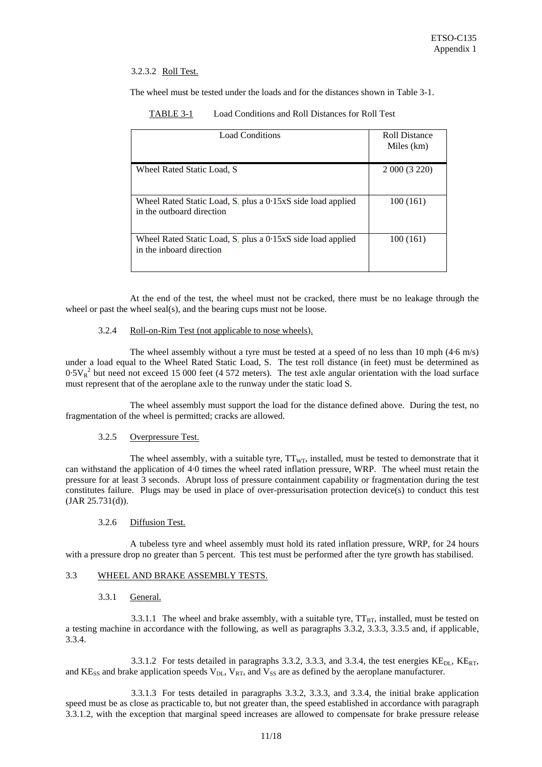3.2.3.2 Roll Test.

The wheel must be tested under the loads and for the distances shown in Table 3-1.

TABLE 3-1 Load Conditions and Roll Distances for Roll Test

| Load Conditions | Roll Distance Miles (km) |
|---|---|
| Wheel Rated Static Load, S | 2 000 (3 220) |
| Wheel Rated Static Load, S, plus a 0·15xS side load applied in the outboard direction | 100 (161) |
| Wheel Rated Static Load, S, plus a 0·15xS side load applied in the inboard direction | 100 (161) |

At the end of the test, the wheel must not be cracked, there must be no leakage through the wheel or past the wheel seal(s), and the bearing cups must not be loose.

3.2.4 Roll-on-Rim Test (not applicable to nose wheels).

The wheel assembly without a tyre must be tested at a speed of no less than 10 mph (4·6 m/s) under a load equal to the Wheel Rated Static Load, S. The test roll distance (in feet) must be determined as $0{\cdot}5V_R^2$ but need not exceed 15 000 feet (4 572 meters). The test axle angular orientation with the load surface must represent that of the aeroplane axle to the runway under the static load S.

The wheel assembly must support the load for the distance defined above. During the test, no fragmentation of the wheel is permitted; cracks are allowed.

3.2.5 Overpressure Test.

The wheel assembly, with a suitable tyre, $TT_{WT}$, installed, must be tested to demonstrate that it can withstand the application of 4·0 times the wheel rated inflation pressure, WRP. The wheel must retain the pressure for at least 3 seconds. Abrupt loss of pressure containment capability or fragmentation during the test constitutes failure. Plugs may be used in place of over-pressurisation protection device(s) to conduct this test (JAR 25.731(d)).

3.2.6 Diffusion Test.

A tubeless tyre and wheel assembly must hold its rated inflation pressure, WRP, for 24 hours with a pressure drop no greater than 5 percent. This test must be performed after the tyre growth has stabilised.

## 3.3 WHEEL AND BRAKE ASSEMBLY TESTS.

3.3.1 General.

3.3.1.1 The wheel and brake assembly, with a suitable tyre, $TT_{BT}$, installed, must be tested on a testing machine in accordance with the following, as well as paragraphs 3.3.2, 3.3.3, 3.3.5 and, if applicable, 3.3.4.

3.3.1.2 For tests detailed in paragraphs 3.3.2, 3.3.3, and 3.3.4, the test energies $KE_{DL}$, $KE_{RT}$, and $KE_{SS}$ and brake application speeds $V_{DL}$, $V_{RT}$, and $V_{SS}$ are as defined by the aeroplane manufacturer.

3.3.1.3 For tests detailed in paragraphs 3.3.2, 3.3.3, and 3.3.4, the initial brake application speed must be as close as practicable to, but not greater than, the speed established in accordance with paragraph 3.3.1.2, with the exception that marginal speed increases are allowed to compensate for brake pressure release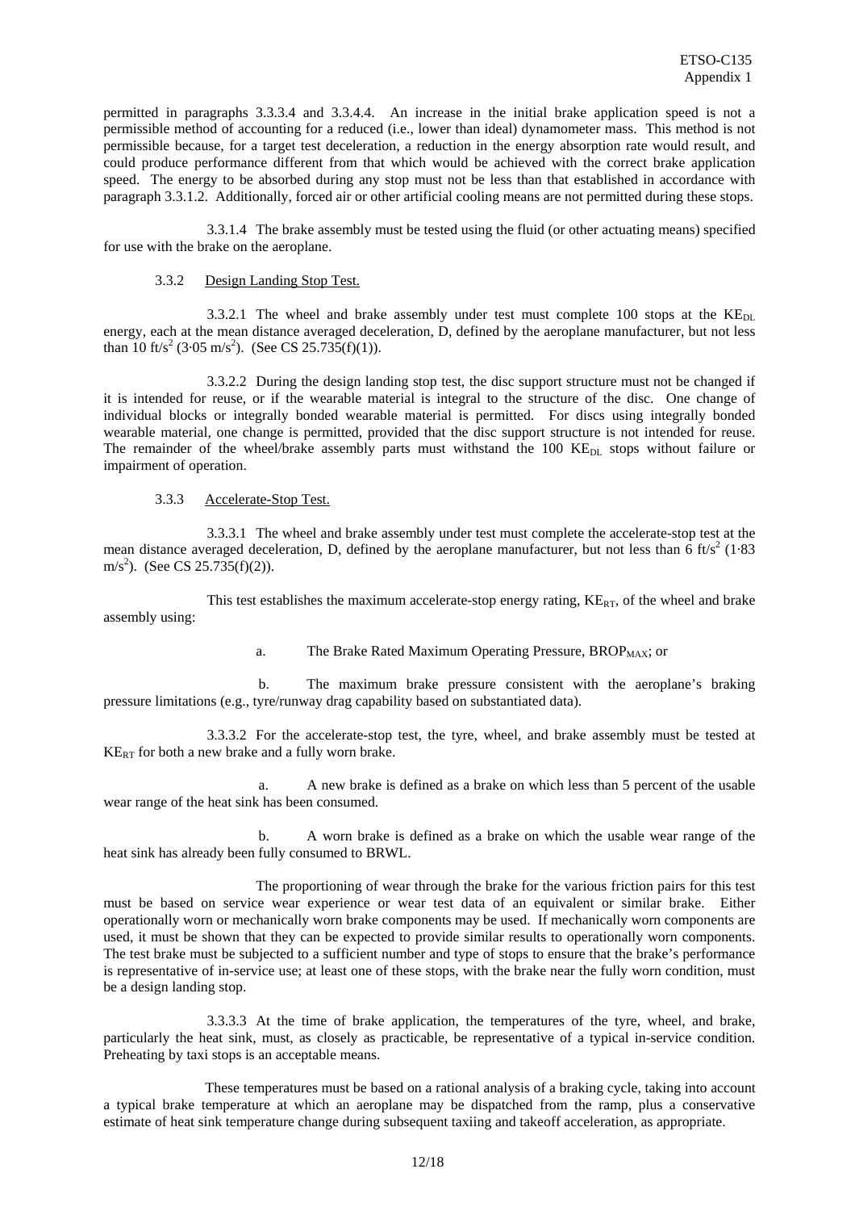permitted in paragraphs 3.3.3.4 and 3.3.4.4. An increase in the initial brake application speed is not a permissible method of accounting for a reduced (i.e., lower than ideal) dynamometer mass. This method is not permissible because, for a target test deceleration, a reduction in the energy absorption rate would result, and could produce performance different from that which would be achieved with the correct brake application speed. The energy to be absorbed during any stop must not be less than that established in accordance with paragraph 3.3.1.2. Additionally, forced air or other artificial cooling means are not permitted during these stops.

3.3.1.4 The brake assembly must be tested using the fluid (or other actuating means) specified for use with the brake on the aeroplane.

3.3.2 Design Landing Stop Test.

3.3.2.1 The wheel and brake assembly under test must complete 100 stops at the $KE_{DL}$ energy, each at the mean distance averaged deceleration, D, defined by the aeroplane manufacturer, but not less than 10 ft/s$^2$ (3·05 m/s$^2$). (See CS 25.735(f)(1)).

3.3.2.2 During the design landing stop test, the disc support structure must not be changed if it is intended for reuse, or if the wearable material is integral to the structure of the disc. One change of individual blocks or integrally bonded wearable material is permitted. For discs using integrally bonded wearable material, one change is permitted, provided that the disc support structure is not intended for reuse. The remainder of the wheel/brake assembly parts must withstand the 100 $KE_{DL}$ stops without failure or impairment of operation.

3.3.3 Accelerate-Stop Test.

3.3.3.1 The wheel and brake assembly under test must complete the accelerate-stop test at the mean distance averaged deceleration, D, defined by the aeroplane manufacturer, but not less than 6 ft/s$^2$ (1·83 m/s$^2$). (See CS 25.735(f)(2)).

This test establishes the maximum accelerate-stop energy rating, $KE_{RT}$, of the wheel and brake assembly using:

a. The Brake Rated Maximum Operating Pressure, $BROP_{MAX}$; or

b. The maximum brake pressure consistent with the aeroplane's braking pressure limitations (e.g., tyre/runway drag capability based on substantiated data).

3.3.3.2 For the accelerate-stop test, the tyre, wheel, and brake assembly must be tested at $KE_{RT}$ for both a new brake and a fully worn brake.

a. A new brake is defined as a brake on which less than 5 percent of the usable wear range of the heat sink has been consumed.

b. A worn brake is defined as a brake on which the usable wear range of the heat sink has already been fully consumed to BRWL.

The proportioning of wear through the brake for the various friction pairs for this test must be based on service wear experience or wear test data of an equivalent or similar brake. Either operationally worn or mechanically worn brake components may be used. If mechanically worn components are used, it must be shown that they can be expected to provide similar results to operationally worn components. The test brake must be subjected to a sufficient number and type of stops to ensure that the brake's performance is representative of in-service use; at least one of these stops, with the brake near the fully worn condition, must be a design landing stop.

3.3.3.3 At the time of brake application, the temperatures of the tyre, wheel, and brake, particularly the heat sink, must, as closely as practicable, be representative of a typical in-service condition. Preheating by taxi stops is an acceptable means.

These temperatures must be based on a rational analysis of a braking cycle, taking into account a typical brake temperature at which an aeroplane may be dispatched from the ramp, plus a conservative estimate of heat sink temperature change during subsequent taxiing and takeoff acceleration, as appropriate.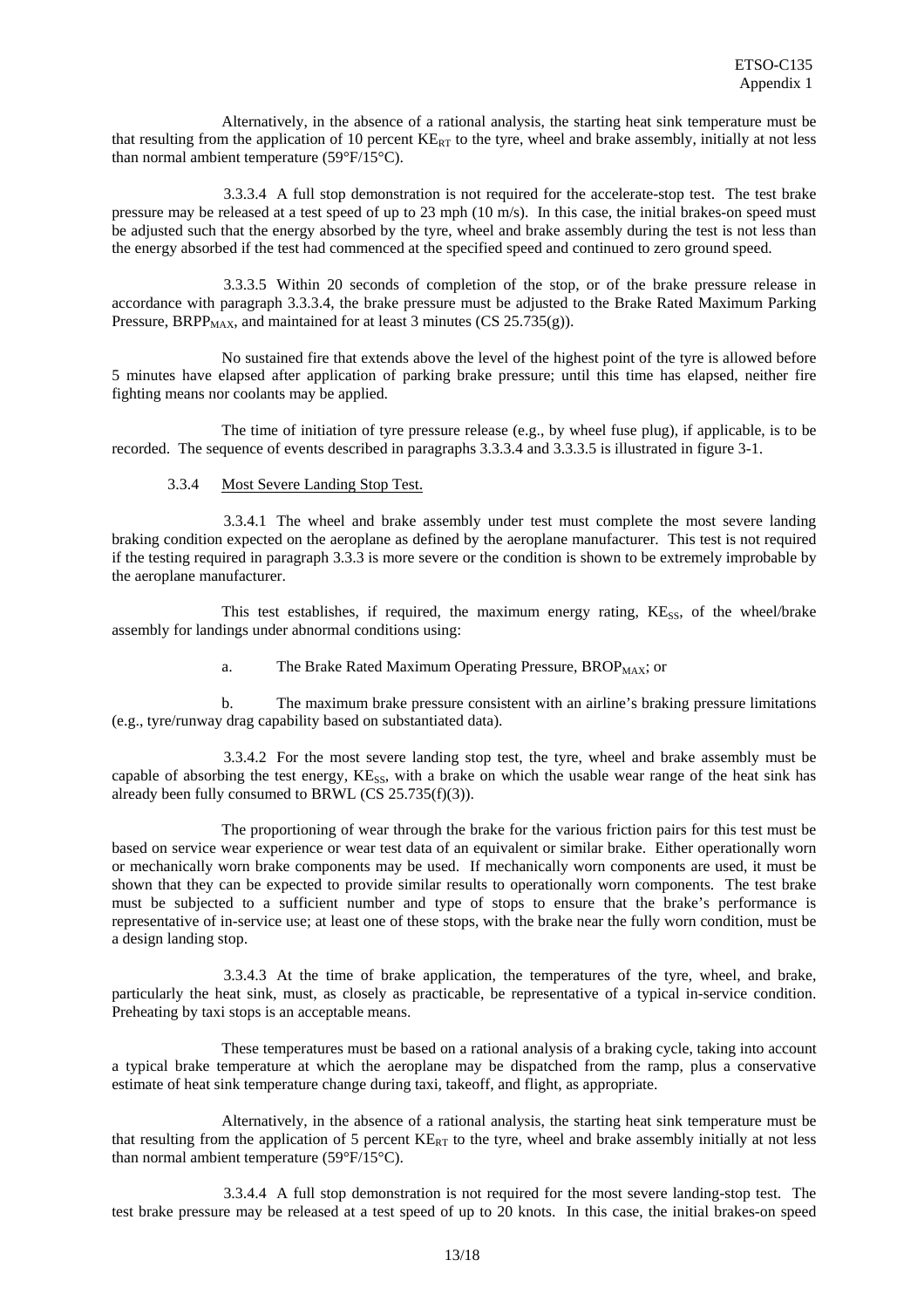Alternatively, in the absence of a rational analysis, the starting heat sink temperature must be that resulting from the application of 10 percent $KE_{RT}$ to the tyre, wheel and brake assembly, initially at not less than normal ambient temperature (59°F/15°C).

3.3.3.4 A full stop demonstration is not required for the accelerate-stop test. The test brake pressure may be released at a test speed of up to 23 mph (10 m/s). In this case, the initial brakes-on speed must be adjusted such that the energy absorbed by the tyre, wheel and brake assembly during the test is not less than the energy absorbed if the test had commenced at the specified speed and continued to zero ground speed.

3.3.3.5 Within 20 seconds of completion of the stop, or of the brake pressure release in accordance with paragraph 3.3.3.4, the brake pressure must be adjusted to the Brake Rated Maximum Parking Pressure, $BRPP_{MAX}$, and maintained for at least 3 minutes (CS 25.735(g)).

No sustained fire that extends above the level of the highest point of the tyre is allowed before 5 minutes have elapsed after application of parking brake pressure; until this time has elapsed, neither fire fighting means nor coolants may be applied.

The time of initiation of tyre pressure release (e.g., by wheel fuse plug), if applicable, is to be recorded. The sequence of events described in paragraphs 3.3.3.4 and 3.3.3.5 is illustrated in figure 3-1.

3.3.4 Most Severe Landing Stop Test.

3.3.4.1 The wheel and brake assembly under test must complete the most severe landing braking condition expected on the aeroplane as defined by the aeroplane manufacturer. This test is not required if the testing required in paragraph 3.3.3 is more severe or the condition is shown to be extremely improbable by the aeroplane manufacturer.

This test establishes, if required, the maximum energy rating, $KE_{SS}$, of the wheel/brake assembly for landings under abnormal conditions using:

a. The Brake Rated Maximum Operating Pressure, $BROP_{MAX}$; or

b. The maximum brake pressure consistent with an airline's braking pressure limitations (e.g., tyre/runway drag capability based on substantiated data).

3.3.4.2 For the most severe landing stop test, the tyre, wheel and brake assembly must be capable of absorbing the test energy, $KE_{SS}$, with a brake on which the usable wear range of the heat sink has already been fully consumed to BRWL (CS 25.735(f)(3)).

The proportioning of wear through the brake for the various friction pairs for this test must be based on service wear experience or wear test data of an equivalent or similar brake. Either operationally worn or mechanically worn brake components may be used. If mechanically worn components are used, it must be shown that they can be expected to provide similar results to operationally worn components. The test brake must be subjected to a sufficient number and type of stops to ensure that the brake's performance is representative of in-service use; at least one of these stops, with the brake near the fully worn condition, must be a design landing stop.

3.3.4.3 At the time of brake application, the temperatures of the tyre, wheel, and brake, particularly the heat sink, must, as closely as practicable, be representative of a typical in-service condition. Preheating by taxi stops is an acceptable means.

These temperatures must be based on a rational analysis of a braking cycle, taking into account a typical brake temperature at which the aeroplane may be dispatched from the ramp, plus a conservative estimate of heat sink temperature change during taxi, takeoff, and flight, as appropriate.

Alternatively, in the absence of a rational analysis, the starting heat sink temperature must be that resulting from the application of 5 percent $KE_{RT}$ to the tyre, wheel and brake assembly initially at not less than normal ambient temperature (59°F/15°C).

3.3.4.4 A full stop demonstration is not required for the most severe landing-stop test. The test brake pressure may be released at a test speed of up to 20 knots. In this case, the initial brakes-on speed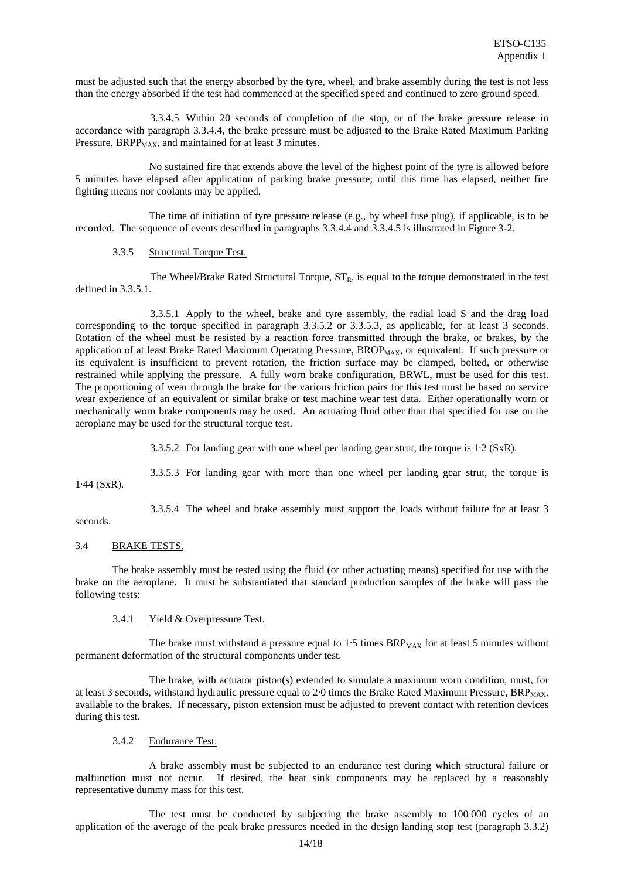must be adjusted such that the energy absorbed by the tyre, wheel, and brake assembly during the test is not less than the energy absorbed if the test had commenced at the specified speed and continued to zero ground speed.

3.3.4.5 Within 20 seconds of completion of the stop, or of the brake pressure release in accordance with paragraph 3.3.4.4, the brake pressure must be adjusted to the Brake Rated Maximum Parking Pressure, $BRPP_{MAX}$, and maintained for at least 3 minutes.

No sustained fire that extends above the level of the highest point of the tyre is allowed before 5 minutes have elapsed after application of parking brake pressure; until this time has elapsed, neither fire fighting means nor coolants may be applied.

The time of initiation of tyre pressure release (e.g., by wheel fuse plug), if applicable, is to be recorded. The sequence of events described in paragraphs 3.3.4.4 and 3.3.4.5 is illustrated in Figure 3-2.

### 3.3.5 Structural Torque Test.

The Wheel/Brake Rated Structural Torque, $ST_R$, is equal to the torque demonstrated in the test defined in 3.3.5.1.

3.3.5.1 Apply to the wheel, brake and tyre assembly, the radial load S and the drag load corresponding to the torque specified in paragraph 3.3.5.2 or 3.3.5.3, as applicable, for at least 3 seconds. Rotation of the wheel must be resisted by a reaction force transmitted through the brake, or brakes, by the application of at least Brake Rated Maximum Operating Pressure, $BROP_{MAX}$, or equivalent. If such pressure or its equivalent is insufficient to prevent rotation, the friction surface may be clamped, bolted, or otherwise restrained while applying the pressure. A fully worn brake configuration, BRWL, must be used for this test. The proportioning of wear through the brake for the various friction pairs for this test must be based on service wear experience of an equivalent or similar brake or test machine wear test data. Either operationally worn or mechanically worn brake components may be used. An actuating fluid other than that specified for use on the aeroplane may be used for the structural torque test.

3.3.5.2 For landing gear with one wheel per landing gear strut, the torque is 1·2 (SxR).

3.3.5.3 For landing gear with more than one wheel per landing gear strut, the torque is 1·44 (SxR).

3.3.5.4 The wheel and brake assembly must support the loads without failure for at least 3 seconds.

## 3.4 BRAKE TESTS.

The brake assembly must be tested using the fluid (or other actuating means) specified for use with the brake on the aeroplane. It must be substantiated that standard production samples of the brake will pass the following tests:

### 3.4.1 Yield & Overpressure Test.

The brake must withstand a pressure equal to 1·5 times $BRP_{MAX}$ for at least 5 minutes without permanent deformation of the structural components under test.

The brake, with actuator piston(s) extended to simulate a maximum worn condition, must, for at least 3 seconds, withstand hydraulic pressure equal to 2·0 times the Brake Rated Maximum Pressure, $BRP_{MAX}$, available to the brakes. If necessary, piston extension must be adjusted to prevent contact with retention devices during this test.

### 3.4.2 Endurance Test.

A brake assembly must be subjected to an endurance test during which structural failure or malfunction must not occur. If desired, the heat sink components may be replaced by a reasonably representative dummy mass for this test.

The test must be conducted by subjecting the brake assembly to 100 000 cycles of an application of the average of the peak brake pressures needed in the design landing stop test (paragraph 3.3.2)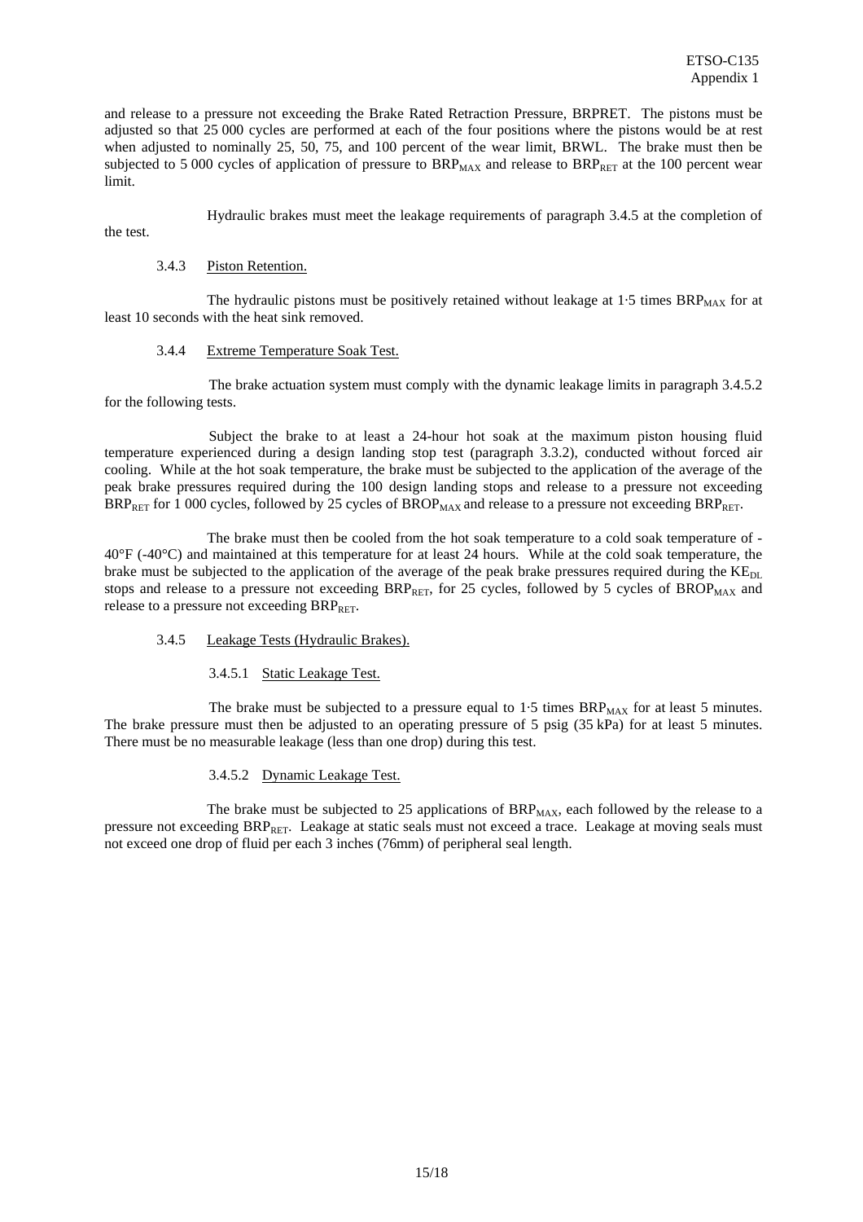and release to a pressure not exceeding the Brake Rated Retraction Pressure, BRPRET. The pistons must be adjusted so that 25 000 cycles are performed at each of the four positions where the pistons would be at rest when adjusted to nominally 25, 50, 75, and 100 percent of the wear limit, BRWL. The brake must then be subjected to 5 000 cycles of application of pressure to $BRP_{MAX}$ and release to $BRP_{RET}$ at the 100 percent wear limit.

Hydraulic brakes must meet the leakage requirements of paragraph 3.4.5 at the completion of the test.

3.4.3 Piston Retention.

The hydraulic pistons must be positively retained without leakage at 1·5 times $BRP_{MAX}$ for at least 10 seconds with the heat sink removed.

3.4.4 Extreme Temperature Soak Test.

The brake actuation system must comply with the dynamic leakage limits in paragraph 3.4.5.2 for the following tests.

Subject the brake to at least a 24-hour hot soak at the maximum piston housing fluid temperature experienced during a design landing stop test (paragraph 3.3.2), conducted without forced air cooling. While at the hot soak temperature, the brake must be subjected to the application of the average of the peak brake pressures required during the 100 design landing stops and release to a pressure not exceeding $BRP_{RET}$ for 1 000 cycles, followed by 25 cycles of $BROP_{MAX}$ and release to a pressure not exceeding $BRP_{RET}$.

The brake must then be cooled from the hot soak temperature to a cold soak temperature of -40°F (-40°C) and maintained at this temperature for at least 24 hours. While at the cold soak temperature, the brake must be subjected to the application of the average of the peak brake pressures required during the $KE_{DL}$ stops and release to a pressure not exceeding $BRP_{RET}$, for 25 cycles, followed by 5 cycles of $BROP_{MAX}$ and release to a pressure not exceeding $BRP_{RET}$.

3.4.5 Leakage Tests (Hydraulic Brakes).

3.4.5.1 Static Leakage Test.

The brake must be subjected to a pressure equal to 1·5 times $BRP_{MAX}$ for at least 5 minutes. The brake pressure must then be adjusted to an operating pressure of 5 psig (35 kPa) for at least 5 minutes. There must be no measurable leakage (less than one drop) during this test.

3.4.5.2 Dynamic Leakage Test.

The brake must be subjected to 25 applications of $BRP_{MAX}$, each followed by the release to a pressure not exceeding $BRP_{RET}$. Leakage at static seals must not exceed a trace. Leakage at moving seals must not exceed one drop of fluid per each 3 inches (76mm) of peripheral seal length.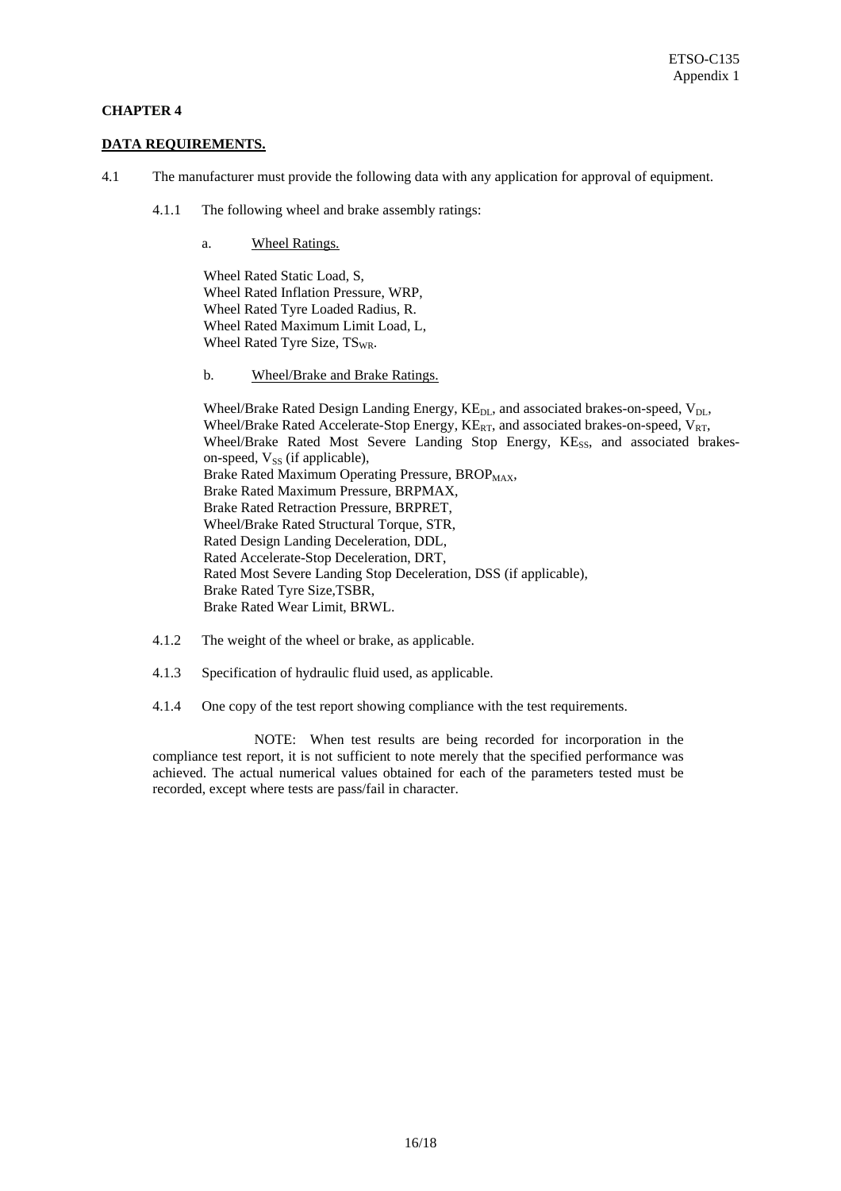## CHAPTER 4

## DATA REQUIREMENTS.

4.1 The manufacturer must provide the following data with any application for approval of equipment.

4.1.1 The following wheel and brake assembly ratings:

a. Wheel Ratings.

Wheel Rated Static Load, S,
Wheel Rated Inflation Pressure, WRP,
Wheel Rated Tyre Loaded Radius, R.
Wheel Rated Maximum Limit Load, L,
Wheel Rated Tyre Size, $TS_{WR}$.

b. Wheel/Brake and Brake Ratings.

Wheel/Brake Rated Design Landing Energy, $KE_{DL}$, and associated brakes-on-speed, $V_{DL}$,
Wheel/Brake Rated Accelerate-Stop Energy, $KE_{RT}$, and associated brakes-on-speed, $V_{RT}$,
Wheel/Brake Rated Most Severe Landing Stop Energy, $KE_{SS}$, and associated brakes-on-speed, $V_{SS}$ (if applicable),
Brake Rated Maximum Operating Pressure, $BROP_{MAX}$,
Brake Rated Maximum Pressure, BRPMAX,
Brake Rated Retraction Pressure, BRPRET,
Wheel/Brake Rated Structural Torque, STR,
Rated Design Landing Deceleration, DDL,
Rated Accelerate-Stop Deceleration, DRT,
Rated Most Severe Landing Stop Deceleration, DSS (if applicable),
Brake Rated Tyre Size,TSBR,
Brake Rated Wear Limit, BRWL.

4.1.2 The weight of the wheel or brake, as applicable.

4.1.3 Specification of hydraulic fluid used, as applicable.

4.1.4 One copy of the test report showing compliance with the test requirements.

NOTE: When test results are being recorded for incorporation in the compliance test report, it is not sufficient to note merely that the specified performance was achieved. The actual numerical values obtained for each of the parameters tested must be recorded, except where tests are pass/fail in character.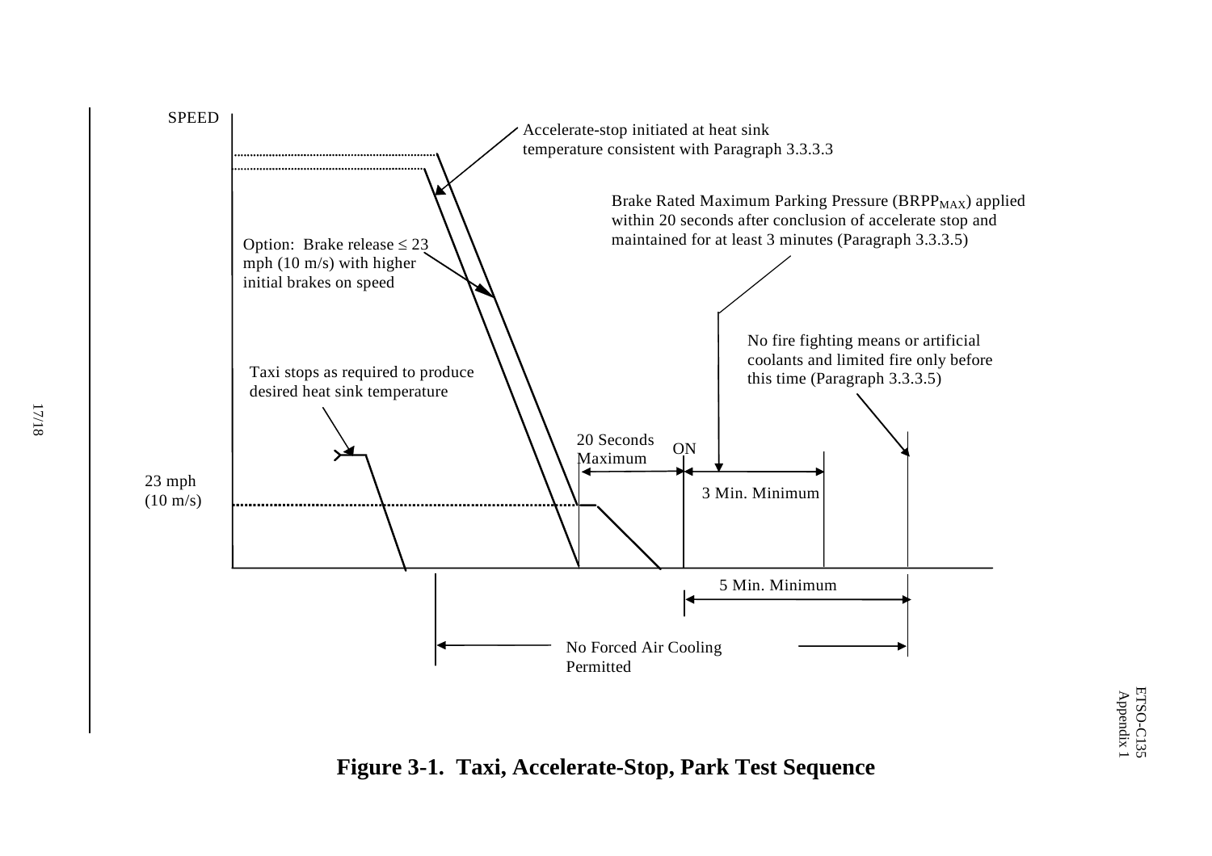SPEED

Accelerate-stop initiated at heat sink temperature consistent with Paragraph 3.3.3.3

Brake Rated Maximum Parking Pressure ($BRPP_{MAX}$) applied within 20 seconds after conclusion of accelerate stop and maintained for at least 3 minutes (Paragraph 3.3.3.5)

Option: Brake release ≤ 23 mph (10 m/s) with higher initial brakes on speed

No fire fighting means or artificial coolants and limited fire only before this time (Paragraph 3.3.3.5)

Taxi stops as required to produce desired heat sink temperature

20 Seconds Maximum

ON

23 mph (10 m/s)

3 Min. Minimum

5 Min. Minimum

No Forced Air Cooling Permitted

**Figure 3-1. Taxi, Accelerate-Stop, Park Test Sequence**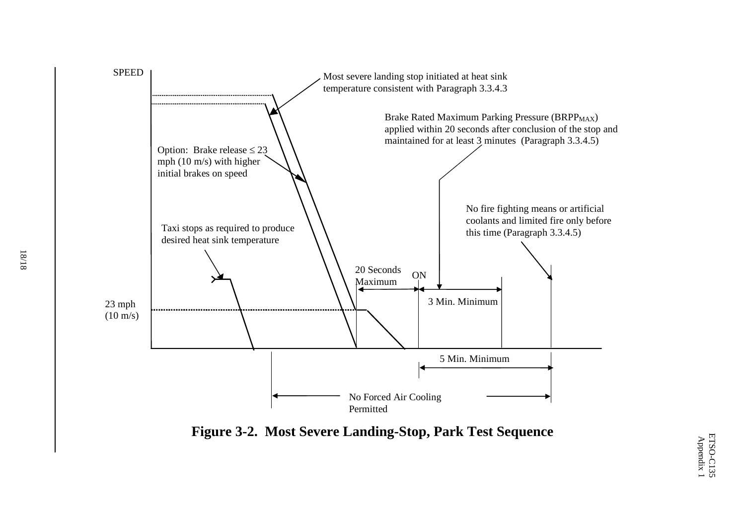SPEED

Most severe landing stop initiated at heat sink temperature consistent with Paragraph 3.3.4.3

Brake Rated Maximum Parking Pressure ($BRPP_{MAX}$) applied within 20 seconds after conclusion of the stop and maintained for at least 3 minutes (Paragraph 3.3.4.5)

Option: Brake release ≤ 23 mph (10 m/s) with higher initial brakes on speed

No fire fighting means or artificial coolants and limited fire only before this time (Paragraph 3.3.4.5)

Taxi stops as required to produce desired heat sink temperature

20 Seconds Maximum

ON

3 Min. Minimum

23 mph (10 m/s)

5 Min. Minimum

No Forced Air Cooling Permitted

**Figure 3-2. Most Severe Landing-Stop, Park Test Sequence**